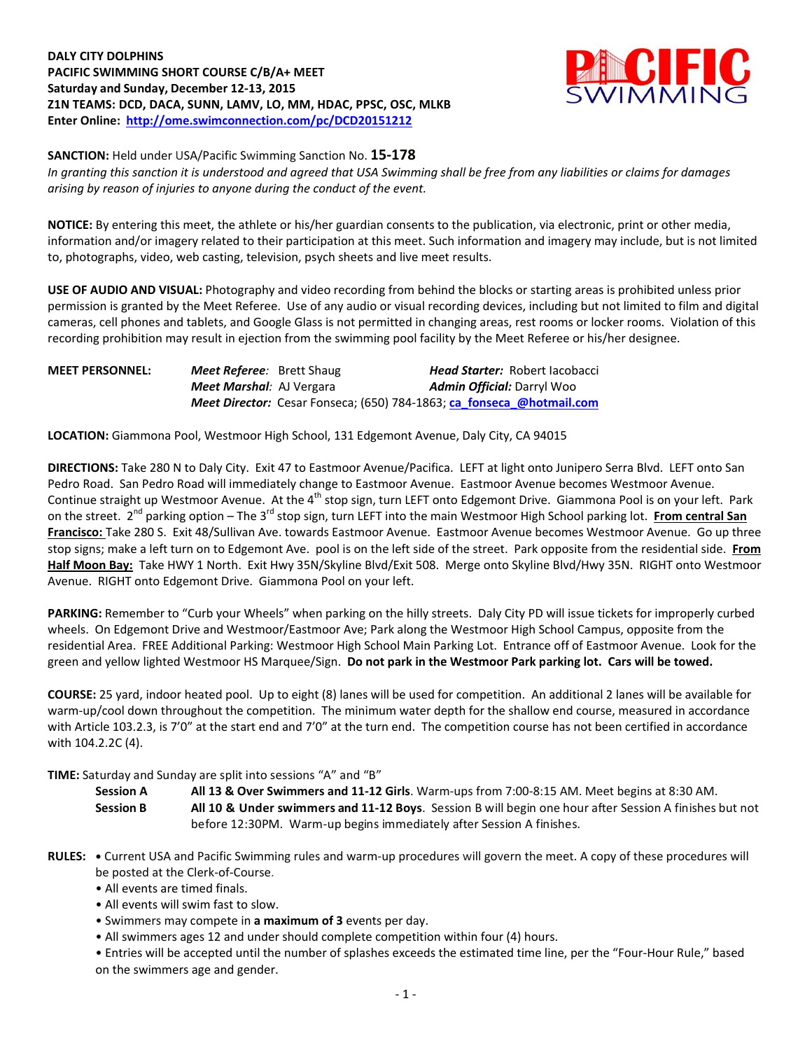**DALY CITY DOLPHINS**
**PACIFIC SWIMMING SHORT COURSE C/B/A+ MEET**
**Saturday and Sunday, December 12-13, 2015**
**Z1N TEAMS: DCD, DACA, SUNN, LAMV, LO, MM, HDAC, PPSC, OSC, MLKB**
**Enter Online: http://ome.swimconnection.com/pc/DCD20151212**

**SANCTION:** Held under USA/Pacific Swimming Sanction No. **15-178**
*In granting this sanction it is understood and agreed that USA Swimming shall be free from any liabilities or claims for damages arising by reason of injuries to anyone during the conduct of the event.*

**NOTICE:** By entering this meet, the athlete or his/her guardian consents to the publication, via electronic, print or other media, information and/or imagery related to their participation at this meet. Such information and imagery may include, but is not limited to, photographs, video, web casting, television, psych sheets and live meet results.

**USE OF AUDIO AND VISUAL:** Photography and video recording from behind the blocks or starting areas is prohibited unless prior permission is granted by the Meet Referee. Use of any audio or visual recording devices, including but not limited to film and digital cameras, cell phones and tablets, and Google Glass is not permitted in changing areas, rest rooms or locker rooms. Violation of this recording prohibition may result in ejection from the swimming pool facility by the Meet Referee or his/her designee.

**MEET PERSONNEL:** ***Meet Referee**:* Brett Shaug ***Head Starter:*** Robert Iacobacci
***Meet Marshal**:* AJ Vergara ***Admin Official:*** Darryl Woo
***Meet Director:*** Cesar Fonseca; (650) 784-1863; ca_fonseca_@hotmail.com

**LOCATION:** Giammona Pool, Westmoor High School, 131 Edgemont Avenue, Daly City, CA 94015

**DIRECTIONS:** Take 280 N to Daly City. Exit 47 to Eastmoor Avenue/Pacifica. LEFT at light onto Junipero Serra Blvd. LEFT onto San Pedro Road. San Pedro Road will immediately change to Eastmoor Avenue. Eastmoor Avenue becomes Westmoor Avenue. Continue straight up Westmoor Avenue. At the 4th stop sign, turn LEFT onto Edgemont Drive. Giammona Pool is on your left. Park on the street. 2nd parking option – The 3rd stop sign, turn LEFT into the main Westmoor High School parking lot. **From central San Francisco:** Take 280 S. Exit 48/Sullivan Ave. towards Eastmoor Avenue. Eastmoor Avenue becomes Westmoor Avenue. Go up three stop signs; make a left turn on to Edgemont Ave. pool is on the left side of the street. Park opposite from the residential side. **From Half Moon Bay:** Take HWY 1 North. Exit Hwy 35N/Skyline Blvd/Exit 508. Merge onto Skyline Blvd/Hwy 35N. RIGHT onto Westmoor Avenue. RIGHT onto Edgemont Drive. Giammona Pool on your left.

**PARKING:** Remember to "Curb your Wheels" when parking on the hilly streets. Daly City PD will issue tickets for improperly curbed wheels. On Edgemont Drive and Westmoor/Eastmoor Ave; Park along the Westmoor High School Campus, opposite from the residential Area. FREE Additional Parking: Westmoor High School Main Parking Lot. Entrance off of Eastmoor Avenue. Look for the green and yellow lighted Westmoor HS Marquee/Sign. **Do not park in the Westmoor Park parking lot. Cars will be towed.**

**COURSE:** 25 yard, indoor heated pool. Up to eight (8) lanes will be used for competition. An additional 2 lanes will be available for warm-up/cool down throughout the competition. The minimum water depth for the shallow end course, measured in accordance with Article 103.2.3, is 7'0" at the start end and 7'0" at the turn end. The competition course has not been certified in accordance with 104.2.2C (4).

**TIME:** Saturday and Sunday are split into sessions "A" and "B"

**Session A** — **All 13 & Over Swimmers and 11-12 Girls**. Warm-ups from 7:00-8:15 AM. Meet begins at 8:30 AM.

**Session B** — **All 10 & Under swimmers and 11-12 Boys**. Session B will begin one hour after Session A finishes but not before 12:30PM. Warm-up begins immediately after Session A finishes.

**RULES:**
- Current USA and Pacific Swimming rules and warm-up procedures will govern the meet. A copy of these procedures will be posted at the Clerk-of-Course.
- All events are timed finals.
- All events will swim fast to slow.
- Swimmers may compete in **a maximum of 3** events per day.
- All swimmers ages 12 and under should complete competition within four (4) hours.
- Entries will be accepted until the number of splashes exceeds the estimated time line, per the "Four-Hour Rule," based on the swimmers age and gender.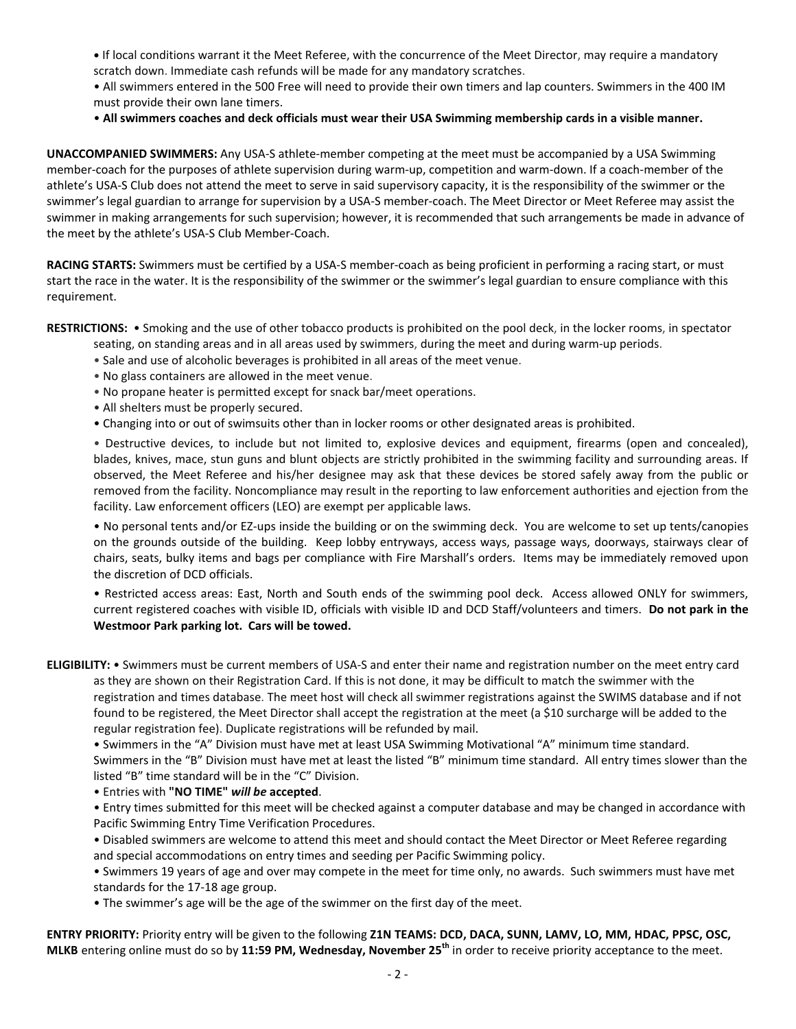- If local conditions warrant it the Meet Referee, with the concurrence of the Meet Director, may require a mandatory scratch down. Immediate cash refunds will be made for any mandatory scratches.
- All swimmers entered in the 500 Free will need to provide their own timers and lap counters. Swimmers in the 400 IM must provide their own lane timers.
- **All swimmers coaches and deck officials must wear their USA Swimming membership cards in a visible manner.**

**UNACCOMPANIED SWIMMERS:** Any USA-S athlete-member competing at the meet must be accompanied by a USA Swimming member-coach for the purposes of athlete supervision during warm-up, competition and warm-down. If a coach-member of the athlete's USA-S Club does not attend the meet to serve in said supervisory capacity, it is the responsibility of the swimmer or the swimmer's legal guardian to arrange for supervision by a USA-S member-coach. The Meet Director or Meet Referee may assist the swimmer in making arrangements for such supervision; however, it is recommended that such arrangements be made in advance of the meet by the athlete's USA-S Club Member-Coach.

**RACING STARTS:** Swimmers must be certified by a USA-S member-coach as being proficient in performing a racing start, or must start the race in the water. It is the responsibility of the swimmer or the swimmer's legal guardian to ensure compliance with this requirement.

**RESTRICTIONS:**
- Smoking and the use of other tobacco products is prohibited on the pool deck, in the locker rooms, in spectator seating, on standing areas and in all areas used by swimmers, during the meet and during warm-up periods.
- Sale and use of alcoholic beverages is prohibited in all areas of the meet venue.
- No glass containers are allowed in the meet venue.
- No propane heater is permitted except for snack bar/meet operations.
- All shelters must be properly secured.
- Changing into or out of swimsuits other than in locker rooms or other designated areas is prohibited.
- Destructive devices, to include but not limited to, explosive devices and equipment, firearms (open and concealed), blades, knives, mace, stun guns and blunt objects are strictly prohibited in the swimming facility and surrounding areas. If observed, the Meet Referee and his/her designee may ask that these devices be stored safely away from the public or removed from the facility. Noncompliance may result in the reporting to law enforcement authorities and ejection from the facility. Law enforcement officers (LEO) are exempt per applicable laws.
- No personal tents and/or EZ-ups inside the building or on the swimming deck. You are welcome to set up tents/canopies on the grounds outside of the building. Keep lobby entryways, access ways, passage ways, doorways, stairways clear of chairs, seats, bulky items and bags per compliance with Fire Marshall's orders. Items may be immediately removed upon the discretion of DCD officials.
- Restricted access areas: East, North and South ends of the swimming pool deck. Access allowed ONLY for swimmers, current registered coaches with visible ID, officials with visible ID and DCD Staff/volunteers and timers. **Do not park in the Westmoor Park parking lot. Cars will be towed.**

**ELIGIBILITY:**
- Swimmers must be current members of USA-S and enter their name and registration number on the meet entry card as they are shown on their Registration Card. If this is not done, it may be difficult to match the swimmer with the registration and times database. The meet host will check all swimmer registrations against the SWIMS database and if not found to be registered, the Meet Director shall accept the registration at the meet (a $10 surcharge will be added to the regular registration fee). Duplicate registrations will be refunded by mail.
- Swimmers in the "A" Division must have met at least USA Swimming Motivational "A" minimum time standard. Swimmers in the "B" Division must have met at least the listed "B" minimum time standard. All entry times slower than the listed "B" time standard will be in the "C" Division.
- Entries with **"NO TIME"** ***will be*** **accepted**.
- Entry times submitted for this meet will be checked against a computer database and may be changed in accordance with Pacific Swimming Entry Time Verification Procedures.
- Disabled swimmers are welcome to attend this meet and should contact the Meet Director or Meet Referee regarding and special accommodations on entry times and seeding per Pacific Swimming policy.
- Swimmers 19 years of age and over may compete in the meet for time only, no awards. Such swimmers must have met standards for the 17-18 age group.
- The swimmer's age will be the age of the swimmer on the first day of the meet.

**ENTRY PRIORITY:** Priority entry will be given to the following **Z1N TEAMS: DCD, DACA, SUNN, LAMV, LO, MM, HDAC, PPSC, OSC, MLKB** entering online must do so by **11:59 PM, Wednesday, November 25th** in order to receive priority acceptance to the meet.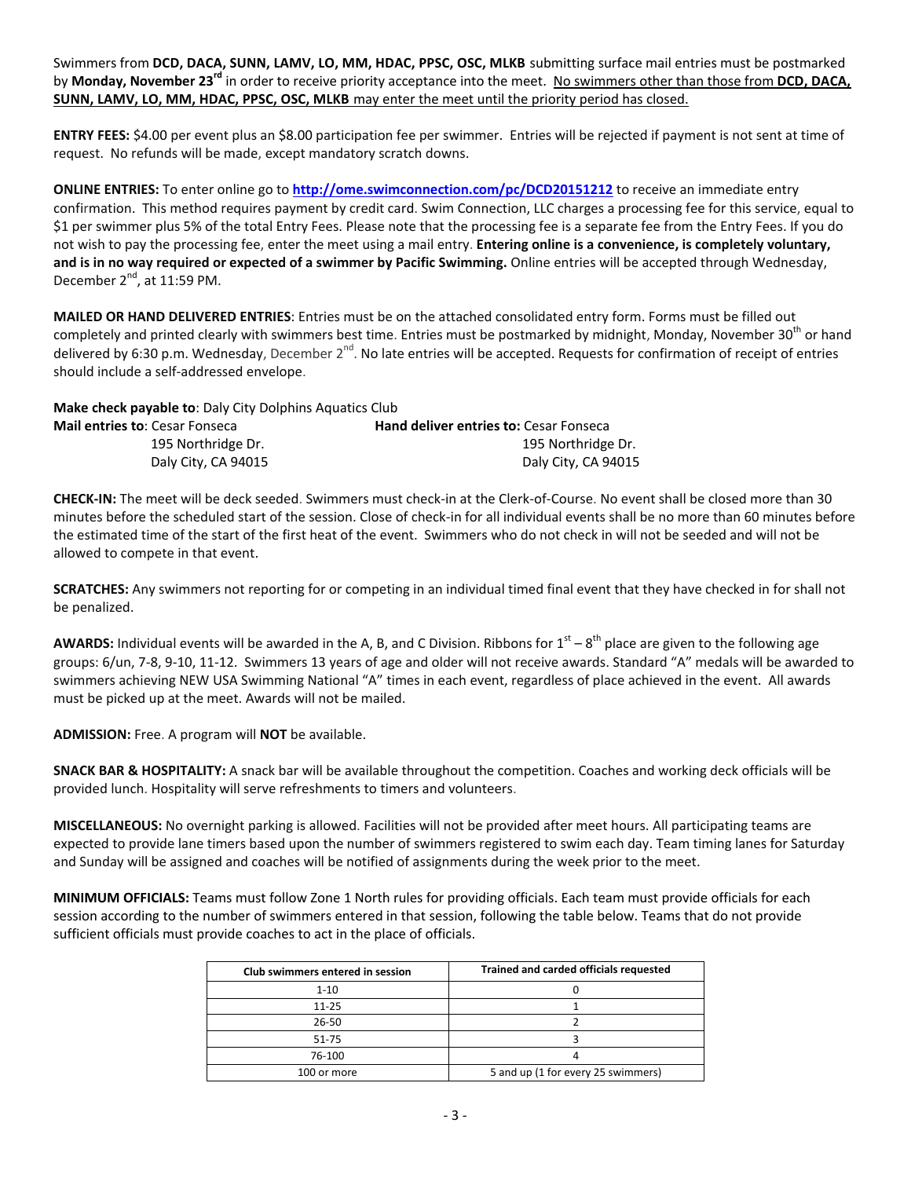Swimmers from **DCD, DACA, SUNN, LAMV, LO, MM, HDAC, PPSC, OSC, MLKB** submitting surface mail entries must be postmarked by **Monday, November 23rd** in order to receive priority acceptance into the meet. No swimmers other than those from **DCD, DACA, SUNN, LAMV, LO, MM, HDAC, PPSC, OSC, MLKB** may enter the meet until the priority period has closed.

**ENTRY FEES:** $4.00 per event plus an $8.00 participation fee per swimmer. Entries will be rejected if payment is not sent at time of request. No refunds will be made, except mandatory scratch downs.

**ONLINE ENTRIES:** To enter online go to **http://ome.swimconnection.com/pc/DCD20151212** to receive an immediate entry confirmation. This method requires payment by credit card. Swim Connection, LLC charges a processing fee for this service, equal to $1 per swimmer plus 5% of the total Entry Fees. Please note that the processing fee is a separate fee from the Entry Fees. If you do not wish to pay the processing fee, enter the meet using a mail entry. **Entering online is a convenience, is completely voluntary, and is in no way required or expected of a swimmer by Pacific Swimming.** Online entries will be accepted through Wednesday, December 2nd, at 11:59 PM.

**MAILED OR HAND DELIVERED ENTRIES**: Entries must be on the attached consolidated entry form. Forms must be filled out completely and printed clearly with swimmers best time. Entries must be postmarked by midnight, Monday, November 30th or hand delivered by 6:30 p.m. Wednesday, December 2nd. No late entries will be accepted. Requests for confirmation of receipt of entries should include a self-addressed envelope.

**Make check payable to**: Daly City Dolphins Aquatics Club

**Mail entries to**: Cesar Fonseca
195 Northridge Dr.
Daly City, CA 94015

**Hand deliver entries to:** Cesar Fonseca
195 Northridge Dr.
Daly City, CA 94015

**CHECK-IN:** The meet will be deck seeded. Swimmers must check-in at the Clerk-of-Course. No event shall be closed more than 30 minutes before the scheduled start of the session. Close of check-in for all individual events shall be no more than 60 minutes before the estimated time of the start of the first heat of the event. Swimmers who do not check in will not be seeded and will not be allowed to compete in that event.

**SCRATCHES:** Any swimmers not reporting for or competing in an individual timed final event that they have checked in for shall not be penalized.

**AWARDS:** Individual events will be awarded in the A, B, and C Division. Ribbons for 1st – 8th place are given to the following age groups: 6/un, 7-8, 9-10, 11-12. Swimmers 13 years of age and older will not receive awards. Standard "A" medals will be awarded to swimmers achieving NEW USA Swimming National "A" times in each event, regardless of place achieved in the event. All awards must be picked up at the meet. Awards will not be mailed.

**ADMISSION:** Free. A program will **NOT** be available.

**SNACK BAR & HOSPITALITY:** A snack bar will be available throughout the competition. Coaches and working deck officials will be provided lunch. Hospitality will serve refreshments to timers and volunteers.

**MISCELLANEOUS:** No overnight parking is allowed. Facilities will not be provided after meet hours. All participating teams are expected to provide lane timers based upon the number of swimmers registered to swim each day. Team timing lanes for Saturday and Sunday will be assigned and coaches will be notified of assignments during the week prior to the meet.

**MINIMUM OFFICIALS:** Teams must follow Zone 1 North rules for providing officials. Each team must provide officials for each session according to the number of swimmers entered in that session, following the table below. Teams that do not provide sufficient officials must provide coaches to act in the place of officials.

| Club swimmers entered in session | Trained and carded officials requested |
|---|---|
| 1-10 | 0 |
| 11-25 | 1 |
| 26-50 | 2 |
| 51-75 | 3 |
| 76-100 | 4 |
| 100 or more | 5 and up (1 for every 25 swimmers) |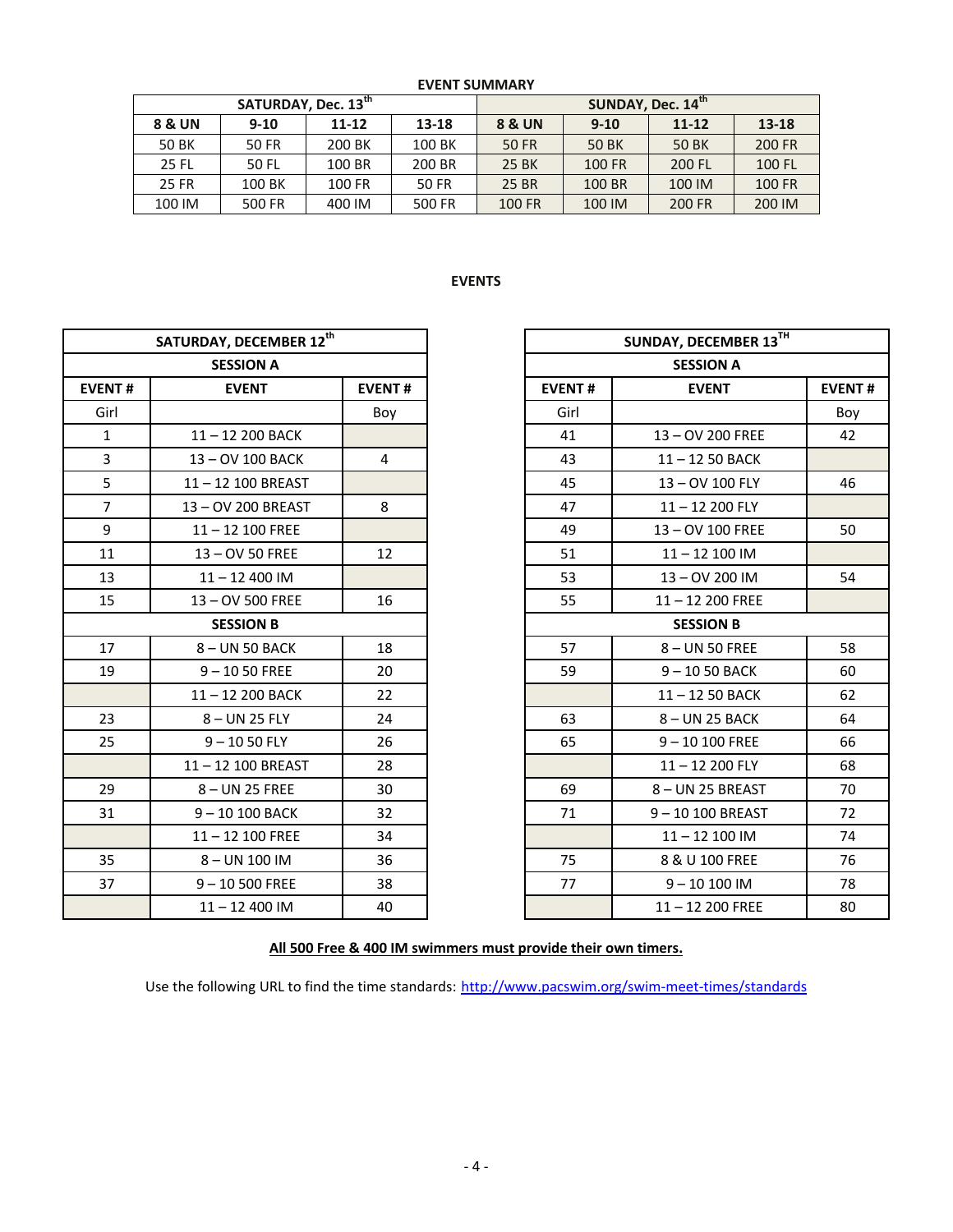**EVENT SUMMARY**

| SATURDAY, Dec. 13th | | | | SUNDAY, Dec. 14th | | | |
|---|---|---|---|---|---|---|---|
| **8 & UN** | **9-10** | **11-12** | **13-18** | **8 & UN** | **9-10** | **11-12** | **13-18** |
| 50 BK | 50 FR | 200 BK | 100 BK | 50 FR | 50 BK | 50 BK | 200 FR |
| 25 FL | 50 FL | 100 BR | 200 BR | 25 BK | 100 FR | 200 FL | 100 FL |
| 25 FR | 100 BK | 100 FR | 50 FR | 25 BR | 100 BR | 100 IM | 100 FR |
| 100 IM | 500 FR | 400 IM | 500 FR | 100 FR | 100 IM | 200 FR | 200 IM |

**EVENTS**

| SATURDAY, DECEMBER 12th | | |
|---|---|---|
| **SESSION A** | | |
| **EVENT #** | **EVENT** | **EVENT #** |
| Girl | | Boy |
| 1 | 11 – 12 200 BACK | |
| 3 | 13 – OV 100 BACK | 4 |
| 5 | 11 – 12 100 BREAST | |
| 7 | 13 – OV 200 BREAST | 8 |
| 9 | 11 – 12 100 FREE | |
| 11 | 13 – OV 50 FREE | 12 |
| 13 | 11 – 12 400 IM | |
| 15 | 13 – OV 500 FREE | 16 |
| **SESSION B** | | |
| 17 | 8 – UN 50 BACK | 18 |
| 19 | 9 – 10 50 FREE | 20 |
| | 11 – 12 200 BACK | 22 |
| 23 | 8 – UN 25 FLY | 24 |
| 25 | 9 – 10 50 FLY | 26 |
| | 11 – 12 100 BREAST | 28 |
| 29 | 8 – UN 25 FREE | 30 |
| 31 | 9 – 10 100 BACK | 32 |
| | 11 – 12 100 FREE | 34 |
| 35 | 8 – UN 100 IM | 36 |
| 37 | 9 – 10 500 FREE | 38 |
| | 11 – 12 400 IM | 40 |

| SUNDAY, DECEMBER 13TH | | |
|---|---|---|
| **SESSION A** | | |
| **EVENT #** | **EVENT** | **EVENT #** |
| Girl | | Boy |
| 41 | 13 – OV 200 FREE | 42 |
| 43 | 11 – 12 50 BACK | |
| 45 | 13 – OV 100 FLY | 46 |
| 47 | 11 – 12 200 FLY | |
| 49 | 13 – OV 100 FREE | 50 |
| 51 | 11 – 12 100 IM | |
| 53 | 13 – OV 200 IM | 54 |
| 55 | 11 – 12 200 FREE | |
| **SESSION B** | | |
| 57 | 8 – UN 50 FREE | 58 |
| 59 | 9 – 10 50 BACK | 60 |
| | 11 – 12 50 BACK | 62 |
| 63 | 8 – UN 25 BACK | 64 |
| 65 | 9 – 10 100 FREE | 66 |
| | 11 – 12 200 FLY | 68 |
| 69 | 8 – UN 25 BREAST | 70 |
| 71 | 9 – 10 100 BREAST | 72 |
| | 11 – 12 100 IM | 74 |
| 75 | 8 & U 100 FREE | 76 |
| 77 | 9 – 10 100 IM | 78 |
| | 11 – 12 200 FREE | 80 |

**All 500 Free & 400 IM swimmers must provide their own timers.**

Use the following URL to find the time standards: http://www.pacswim.org/swim-meet-times/standards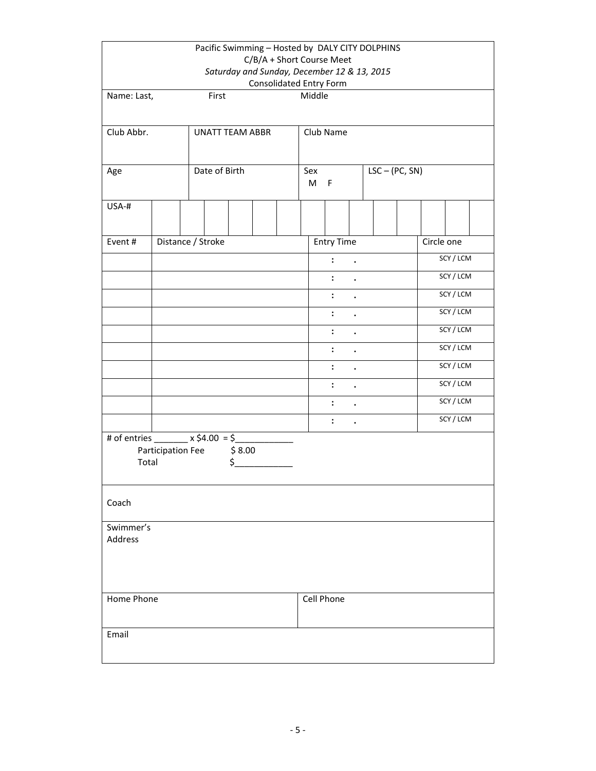Pacific Swimming – Hosted by DALY CITY DOLPHINS
C/B/A + Short Course Meet
*Saturday and Sunday, December 12 & 13, 2015*
Consolidated Entry Form

| Name: Last, | First | Middle |
|---|---|---|
| | | |

| Club Abbr. | UNATT TEAM ABBR | Club Name |
|---|---|---|
| | | |

| Age | Date of Birth | Sex M F | LSC – (PC, SN) |
|---|---|---|---|
| | | | |

| USA-# | | | | | | | | | | | | | | |
|---|---|---|---|---|---|---|---|---|---|---|---|---|---|---|
| | | | | | | | | | | | | | | |

| Event # | Distance / Stroke | Entry Time | Circle one |
|---|---|---|---|
| | | : . | SCY / LCM |
| | | : . | SCY / LCM |
| | | : . | SCY / LCM |
| | | : . | SCY / LCM |
| | | : . | SCY / LCM |
| | | : . | SCY / LCM |
| | | : . | SCY / LCM |
| | | : . | SCY / LCM |
| | | : . | SCY / LCM |
| | | : . | SCY / LCM |

# of entries _______ x $4.00 = $____________

Participation Fee $ 8.00

Total $____________

Coach

Swimmer's Address

| Home Phone | Cell Phone |
|---|---|
| | |

Email